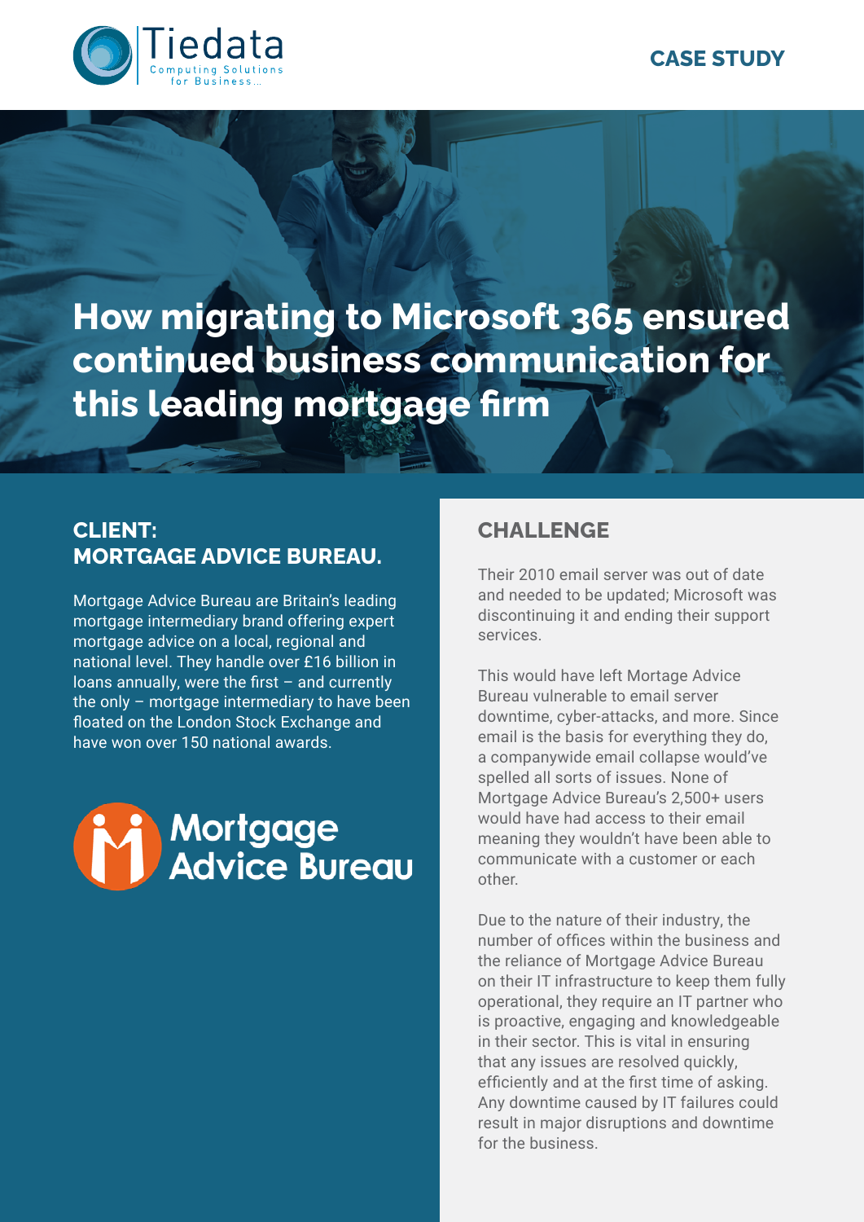CASE STUDY

# How migrating to Microsoft 365 ensured continued business communication for this leading mortgage firm

## CLIENT: MORTGAGE ADVICE BUREAU.

Mortgage Advice Bureau are Britain's leading mortgage intermediary brand offering expert mortgage advice on a local, regional and national level. They handle over £16 billion in loans annually, were the first – and currently the only – mortgage intermediary to have been floated on the London Stock Exchange and have won over 150 national awards.

## CHALLENGE

Their 2010 email server was out of date and needed to be updated; Microsoft was discontinuing it and ending their support services.

This would have left Mortage Advice Bureau vulnerable to email server downtime, cyber-attacks, and more. Since email is the basis for everything they do, a companywide email collapse would've spelled all sorts of issues. None of Mortgage Advice Bureau's 2,500+ users would have had access to their email meaning they wouldn't have been able to communicate with a customer or each other.

Due to the nature of their industry, the number of offices within the business and the reliance of Mortgage Advice Bureau on their IT infrastructure to keep them fully operational, they require an IT partner who is proactive, engaging and knowledgeable in their sector. This is vital in ensuring that any issues are resolved quickly, efficiently and at the first time of asking. Any downtime caused by IT failures could result in major disruptions and downtime for the business.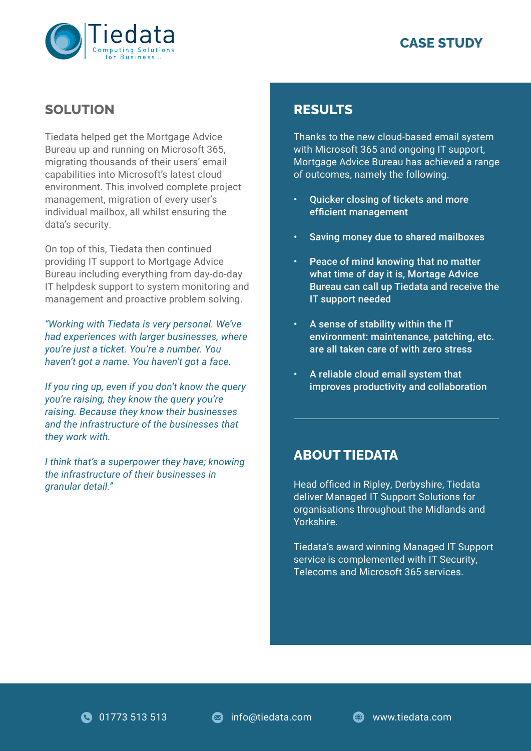CASE STUDY

## SOLUTION

Tiedata helped get the Mortgage Advice Bureau up and running on Microsoft 365, migrating thousands of their users' email capabilities into Microsoft's latest cloud environment. This involved complete project management, migration of every user's individual mailbox, all whilst ensuring the data's security.

On top of this, Tiedata then continued providing IT support to Mortgage Advice Bureau including everything from day-do-day IT helpdesk support to system monitoring and management and proactive problem solving.

*"Working with Tiedata is very personal. We've had experiences with larger businesses, where you're just a ticket. You're a number. You haven't got a name. You haven't got a face.*

*If you ring up, even if you don't know the query you're raising, they know the query you're raising. Because they know their businesses and the infrastructure of the businesses that they work with.*

*I think that's a superpower they have; knowing the infrastructure of their businesses in granular detail."*

## RESULTS

Thanks to the new cloud-based email system with Microsoft 365 and ongoing IT support, Mortgage Advice Bureau has achieved a range of outcomes, namely the following.

- **Quicker closing of tickets and more efficient management**
- **Saving money due to shared mailboxes**
- **Peace of mind knowing that no matter what time of day it is, Mortage Advice Bureau can call up Tiedata and receive the IT support needed**
- **A sense of stability within the IT environment: maintenance, patching, etc. are all taken care of with zero stress**
- **A reliable cloud email system that improves productivity and collaboration**

## ABOUT TIEDATA

Head officed in Ripley, Derbyshire, Tiedata deliver Managed IT Support Solutions for organisations throughout the Midlands and Yorkshire.

Tiedata's award winning Managed IT Support service is complemented with IT Security, Telecoms and Microsoft 365 services.

01773 513 513 info@tiedata.com www.tiedata.com